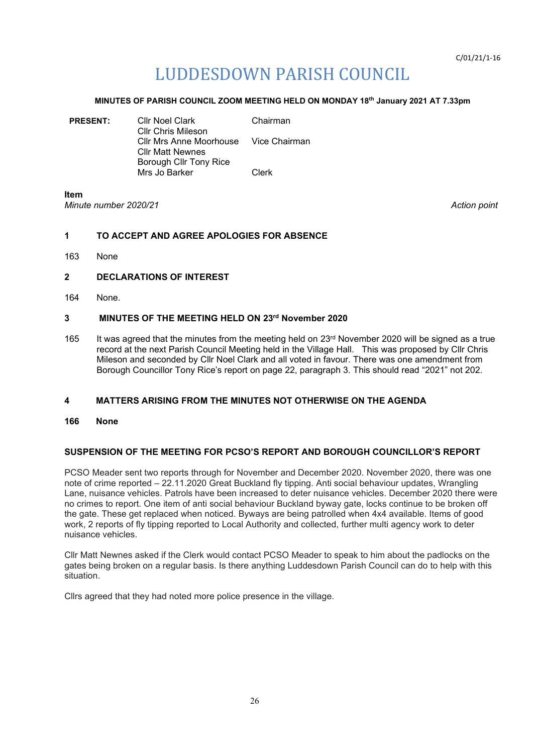C/01/21/1-16

# LUDDESDOWN PARISH COUNCIL

**MINUTES OF PARISH COUNCIL ZOOM MEETING HELD ON MONDAY 18th January 2021 AT 7.33pm**

| **PRESENT:** | | |
|---|---|---|
| | Cllr Noel Clark | Chairman |
| | Cllr Chris Mileson | |
| | Cllr Mrs Anne Moorhouse | Vice Chairman |
| | Cllr Matt Newnes | |
| | Borough Cllr Tony Rice | |
| | Mrs Jo Barker | Clerk |

**Item**

*Minute number 2020/21* *Action point*

**1 TO ACCEPT AND AGREE APOLOGIES FOR ABSENCE**

163 None

**2 DECLARATIONS OF INTEREST**

164 None.

**3 MINUTES OF THE MEETING HELD ON 23rd November 2020**

165 It was agreed that the minutes from the meeting held on 23rd November 2020 will be signed as a true record at the next Parish Council Meeting held in the Village Hall. This was proposed by Cllr Chris Mileson and seconded by Cllr Noel Clark and all voted in favour. There was one amendment from Borough Councillor Tony Rice's report on page 22, paragraph 3. This should read "2021" not 202.

**4 MATTERS ARISING FROM THE MINUTES NOT OTHERWISE ON THE AGENDA**

**166 None**

**SUSPENSION OF THE MEETING FOR PCSO'S REPORT AND BOROUGH COUNCILLOR'S REPORT**

PCSO Meader sent two reports through for November and December 2020. November 2020, there was one note of crime reported – 22.11.2020 Great Buckland fly tipping. Anti social behaviour updates, Wrangling Lane, nuisance vehicles. Patrols have been increased to deter nuisance vehicles. December 2020 there were no crimes to report. One item of anti social behaviour Buckland byway gate, locks continue to be broken off the gate. These get replaced when noticed. Byways are being patrolled when 4x4 available. Items of good work, 2 reports of fly tipping reported to Local Authority and collected, further multi agency work to deter nuisance vehicles.

Cllr Matt Newnes asked if the Clerk would contact PCSO Meader to speak to him about the padlocks on the gates being broken on a regular basis. Is there anything Luddesdown Parish Council can do to help with this situation.

Cllrs agreed that they had noted more police presence in the village.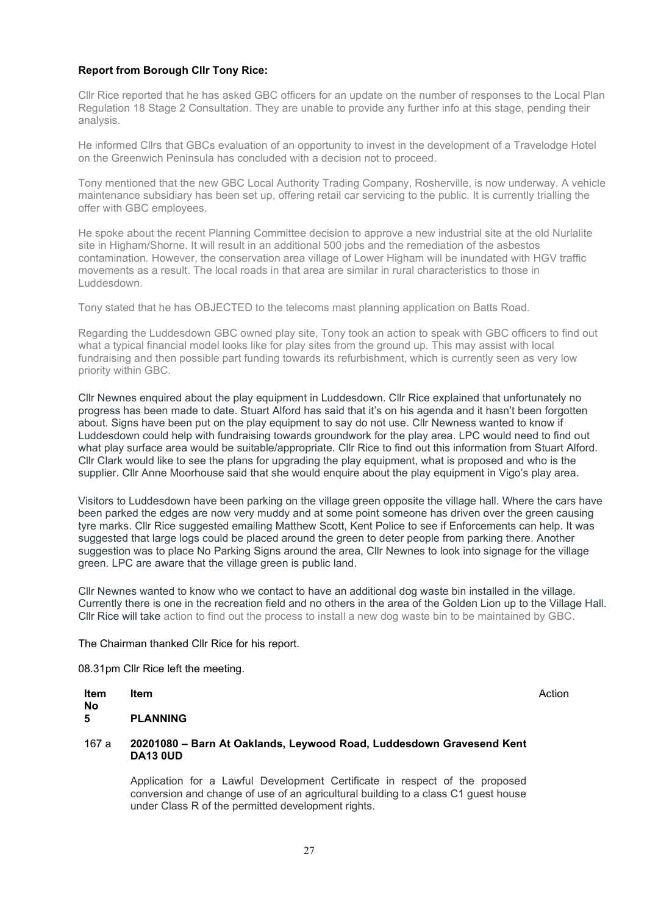**Report from Borough Cllr Tony Rice:**

Cllr Rice reported that he has asked GBC officers for an update on the number of responses to the Local Plan Regulation 18 Stage 2 Consultation. They are unable to provide any further info at this stage, pending their analysis.

He informed Cllrs that GBCs evaluation of an opportunity to invest in the development of a Travelodge Hotel on the Greenwich Peninsula has concluded with a decision not to proceed.

Tony mentioned that the new GBC Local Authority Trading Company, Rosherville, is now underway. A vehicle maintenance subsidiary has been set up, offering retail car servicing to the public. It is currently trialling the offer with GBC employees.

He spoke about the recent Planning Committee decision to approve a new industrial site at the old Nurlalite site in Higham/Shorne. It will result in an additional 500 jobs and the remediation of the asbestos contamination. However, the conservation area village of Lower Higham will be inundated with HGV traffic movements as a result. The local roads in that area are similar in rural characteristics to those in Luddesdown.

Tony stated that he has OBJECTED to the telecoms mast planning application on Batts Road.

Regarding the Luddesdown GBC owned play site, Tony took an action to speak with GBC officers to find out what a typical financial model looks like for play sites from the ground up. This may assist with local fundraising and then possible part funding towards its refurbishment, which is currently seen as very low priority within GBC.

Cllr Newnes enquired about the play equipment in Luddesdown. Cllr Rice explained that unfortunately no progress has been made to date. Stuart Alford has said that it's on his agenda and it hasn't been forgotten about. Signs have been put on the play equipment to say do not use. Cllr Newness wanted to know if Luddesdown could help with fundraising towards groundwork for the play area. LPC would need to find out what play surface area would be suitable/appropriate. Cllr Rice to find out this information from Stuart Alford. Cllr Clark would like to see the plans for upgrading the play equipment, what is proposed and who is the supplier. Cllr Anne Moorhouse said that she would enquire about the play equipment in Vigo's play area.

Visitors to Luddesdown have been parking on the village green opposite the village hall. Where the cars have been parked the edges are now very muddy and at some point someone has driven over the green causing tyre marks. Cllr Rice suggested emailing Matthew Scott, Kent Police to see if Enforcements can help. It was suggested that large logs could be placed around the green to deter people from parking there. Another suggestion was to place No Parking Signs around the area, Cllr Newnes to look into signage for the village green. LPC are aware that the village green is public land.

Cllr Newnes wanted to know who we contact to have an additional dog waste bin installed in the village. Currently there is one in the recreation field and no others in the area of the Golden Lion up to the Village Hall. Cllr Rice will take action to find out the process to install a new dog waste bin to be maintained by GBC.

The Chairman thanked Cllr Rice for his report.

08.31pm Cllr Rice left the meeting.

| Item No | Item | Action |
|---|---|---|
| 5 | **PLANNING** | |
| 167 a | **20201080 – Barn At Oaklands, Leywood Road, Luddesdown Gravesend Kent DA13 0UD** | |
| | Application for a Lawful Development Certificate in respect of the proposed conversion and change of use of an agricultural building to a class C1 guest house under Class R of the permitted development rights. | |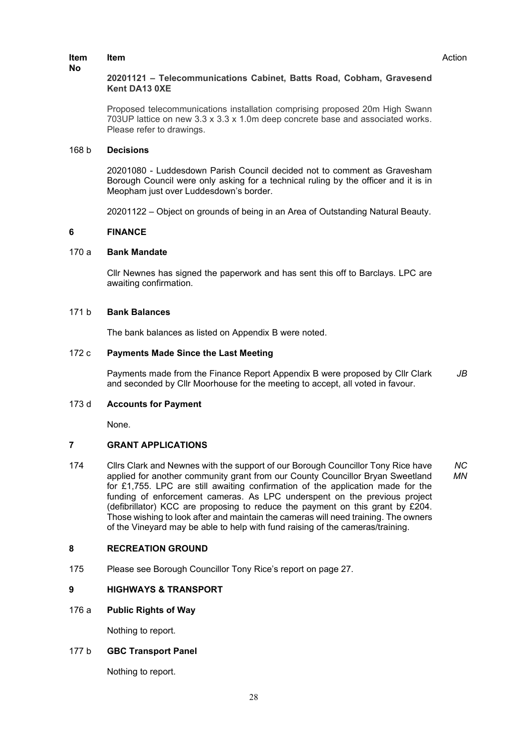| Item No | Item | Action |
|---|---|---|
| | **20201121 – Telecommunications Cabinet, Batts Road, Cobham, Gravesend Kent DA13 0XE** | |
| | Proposed telecommunications installation comprising proposed 20m High Swann 703UP lattice on new 3.3 x 3.3 x 1.0m deep concrete base and associated works. Please refer to drawings. | |
| 168 b | **Decisions** | |
| | 20201080 - Luddesdown Parish Council decided not to comment as Gravesham Borough Council were only asking for a technical ruling by the officer and it is in Meopham just over Luddesdown's border. | |
| | 20201122 – Object on grounds of being in an Area of Outstanding Natural Beauty. | |
| **6** | **FINANCE** | |
| 170 a | **Bank Mandate** | |
| | Cllr Newnes has signed the paperwork and has sent this off to Barclays. LPC are awaiting confirmation. | |
| 171 b | **Bank Balances** | |
| | The bank balances as listed on Appendix B were noted. | |
| 172 c | **Payments Made Since the Last Meeting** | |
| | Payments made from the Finance Report Appendix B were proposed by Cllr Clark and seconded by Cllr Moorhouse for the meeting to accept, all voted in favour. | *JB* |
| 173 d | **Accounts for Payment** | |
| | None. | |
| **7** | **GRANT APPLICATIONS** | |
| 174 | Cllrs Clark and Newnes with the support of our Borough Councillor Tony Rice have applied for another community grant from our County Councillor Bryan Sweetland for £1,755. LPC are still awaiting confirmation of the application made for the funding of enforcement cameras. As LPC underspent on the previous project (defibrillator) KCC are proposing to reduce the payment on this grant by £204. Those wishing to look after and maintain the cameras will need training. The owners of the Vineyard may be able to help with fund raising of the cameras/training. | *NC* *MN* |
| **8** | **RECREATION GROUND** | |
| 175 | Please see Borough Councillor Tony Rice's report on page 27. | |
| **9** | **HIGHWAYS & TRANSPORT** | |
| 176 a | **Public Rights of Way** | |
| | Nothing to report. | |
| 177 b | **GBC Transport Panel** | |
| | Nothing to report. | |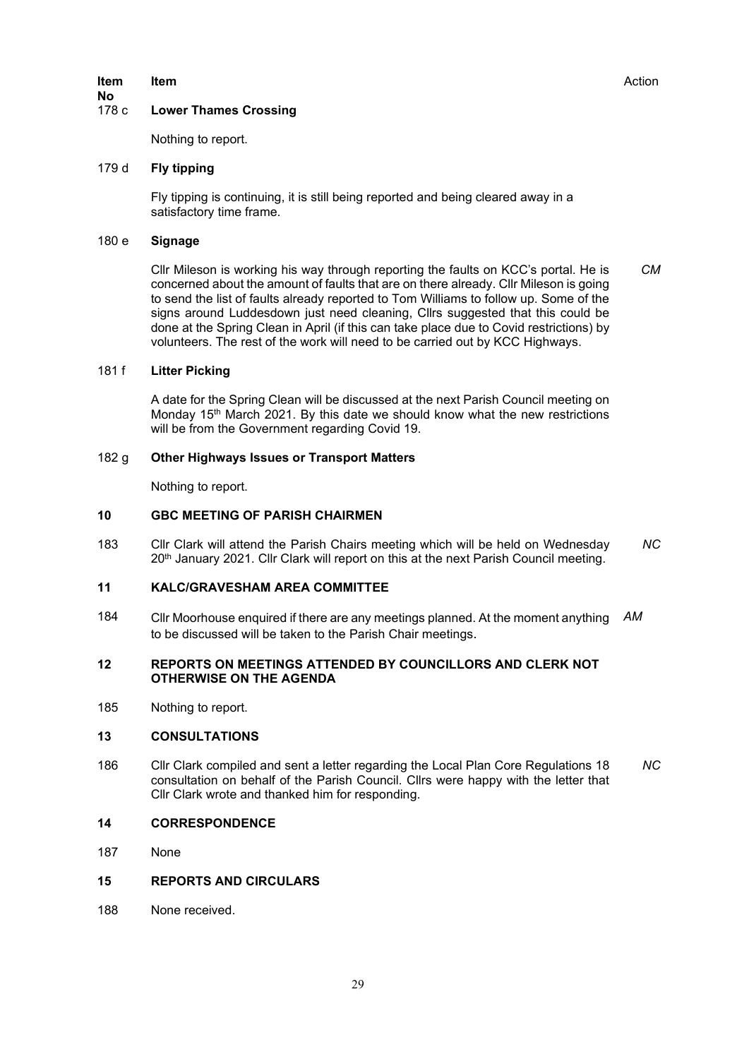| Item No | Item | Action |
|---|---|---|
| 178 c | **Lower Thames Crossing** | |
| | Nothing to report. | |
| 179 d | **Fly tipping** | |
| | Fly tipping is continuing, it is still being reported and being cleared away in a satisfactory time frame. | |
| 180 e | **Signage** | |
| | Cllr Mileson is working his way through reporting the faults on KCC's portal. He is concerned about the amount of faults that are on there already. Cllr Mileson is going to send the list of faults already reported to Tom Williams to follow up. Some of the signs around Luddesdown just need cleaning, Cllrs suggested that this could be done at the Spring Clean in April (if this can take place due to Covid restrictions) by volunteers. The rest of the work will need to be carried out by KCC Highways. | *CM* |
| 181 f | **Litter Picking** | |
| | A date for the Spring Clean will be discussed at the next Parish Council meeting on Monday 15th March 2021. By this date we should know what the new restrictions will be from the Government regarding Covid 19. | |
| 182 g | **Other Highways Issues or Transport Matters** | |
| | Nothing to report. | |
| **10** | **GBC MEETING OF PARISH CHAIRMEN** | |
| 183 | Cllr Clark will attend the Parish Chairs meeting which will be held on Wednesday 20th January 2021. Cllr Clark will report on this at the next Parish Council meeting. | *NC* |
| **11** | **KALC/GRAVESHAM AREA COMMITTEE** | |
| 184 | Cllr Moorhouse enquired if there are any meetings planned. At the moment anything to be discussed will be taken to the Parish Chair meetings. | *AM* |
| **12** | **REPORTS ON MEETINGS ATTENDED BY COUNCILLORS AND CLERK NOT OTHERWISE ON THE AGENDA** | |
| 185 | Nothing to report. | |
| **13** | **CONSULTATIONS** | |
| 186 | Cllr Clark compiled and sent a letter regarding the Local Plan Core Regulations 18 consultation on behalf of the Parish Council. Cllrs were happy with the letter that Cllr Clark wrote and thanked him for responding. | *NC* |
| **14** | **CORRESPONDENCE** | |
| 187 | None | |
| **15** | **REPORTS AND CIRCULARS** | |
| 188 | None received. | |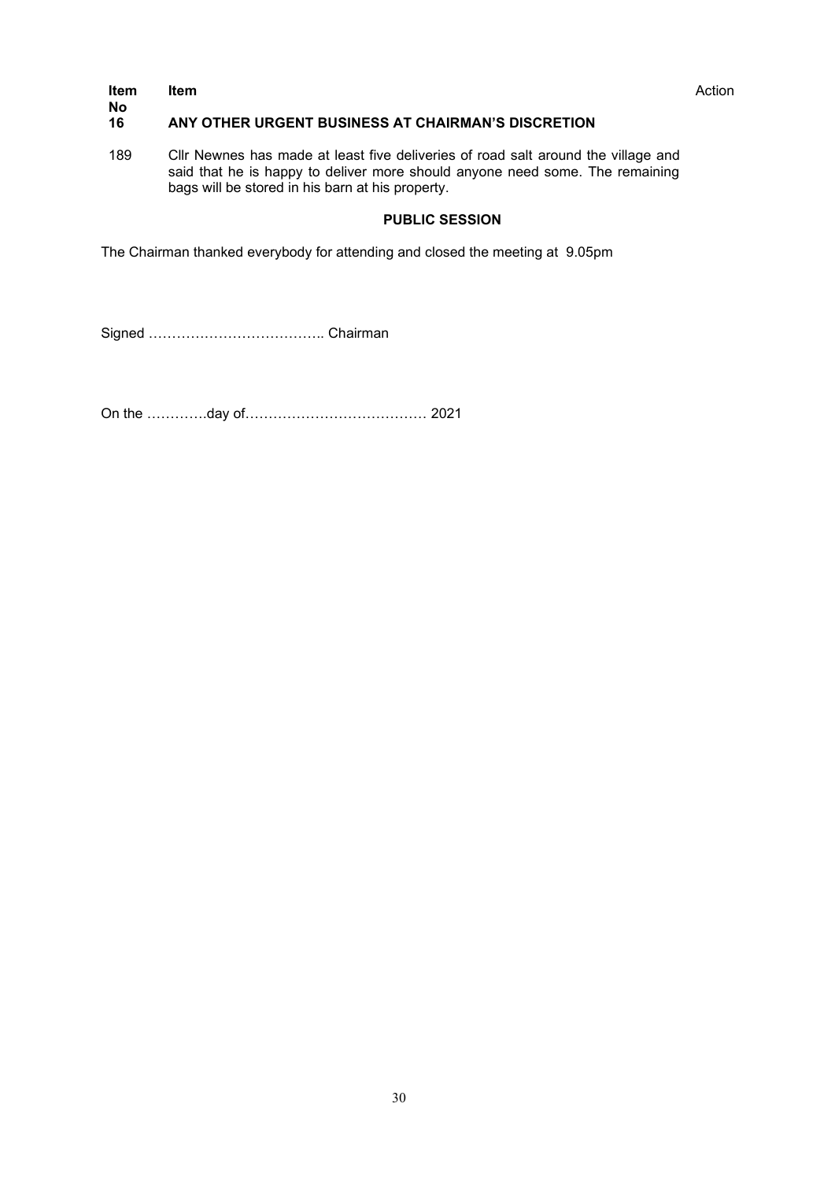| Item No | Item | Action |
|---|---|---|
| **16** | **ANY OTHER URGENT BUSINESS AT CHAIRMAN'S DISCRETION** | |
| 189 | Cllr Newnes has made at least five deliveries of road salt around the village and said that he is happy to deliver more should anyone need some. The remaining bags will be stored in his barn at his property. | |

**PUBLIC SESSION**

The Chairman thanked everybody for attending and closed the meeting at 9.05pm

Signed ……………………………….. Chairman

On the ………….day of………………………………… 2021